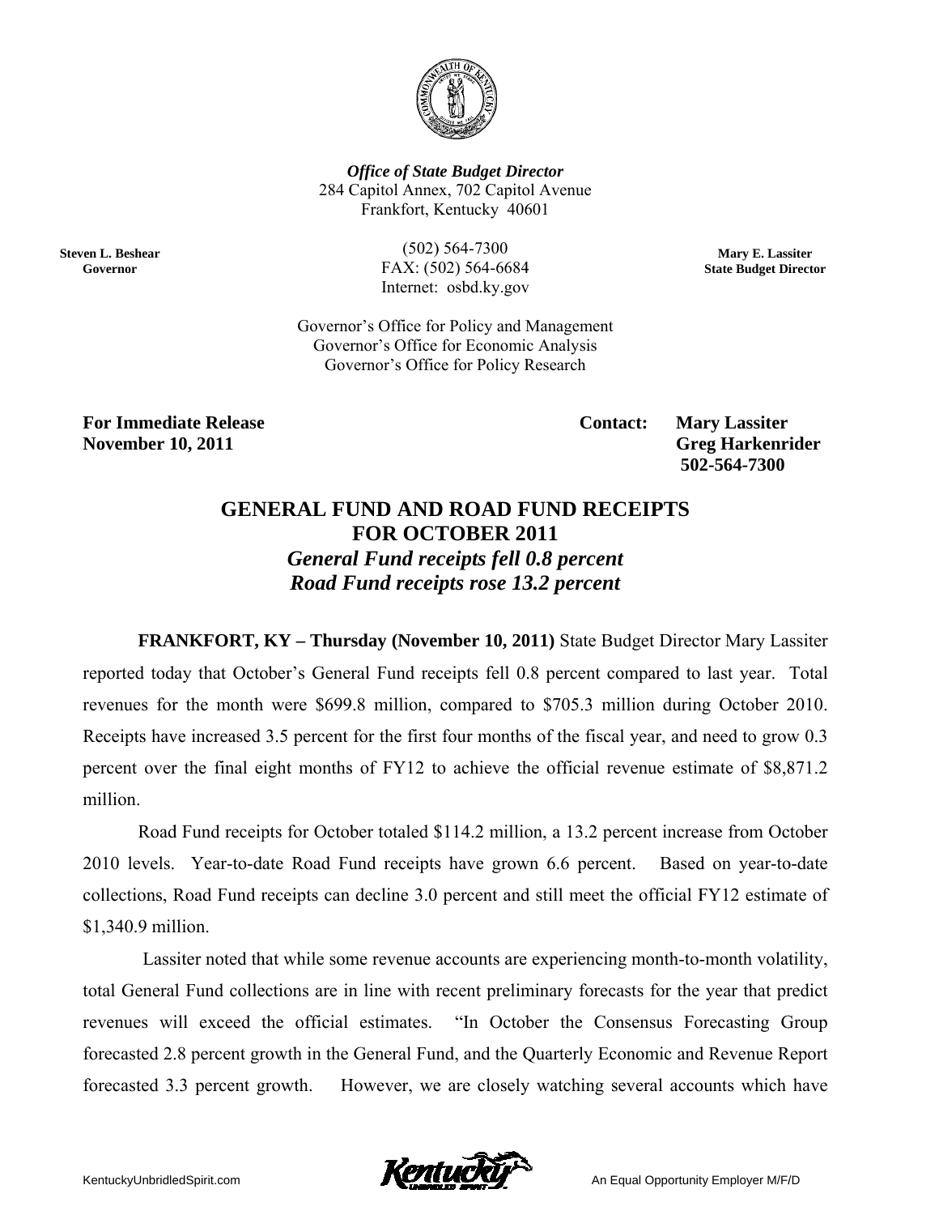*Office of State Budget Director*
284 Capitol Annex, 702 Capitol Avenue
Frankfort, Kentucky 40601

(502) 564-7300
FAX: (502) 564-6684
Internet: osbd.ky.gov

**Steven L. Beshear**
**Governor**

**Mary E. Lassiter**
**State Budget Director**

Governor's Office for Policy and Management
Governor's Office for Economic Analysis
Governor's Office for Policy Research

**For Immediate Release**
**November 10, 2011**

**Contact: Mary Lassiter**
**Greg Harkenrider**
**502-564-7300**

# GENERAL FUND AND ROAD FUND RECEIPTS FOR OCTOBER 2011

## *General Fund receipts fell 0.8 percent*
## *Road Fund receipts rose 13.2 percent*

**FRANKFORT, KY – Thursday (November 10, 2011)** State Budget Director Mary Lassiter reported today that October's General Fund receipts fell 0.8 percent compared to last year. Total revenues for the month were $699.8 million, compared to $705.3 million during October 2010. Receipts have increased 3.5 percent for the first four months of the fiscal year, and need to grow 0.3 percent over the final eight months of FY12 to achieve the official revenue estimate of $8,871.2 million.

Road Fund receipts for October totaled $114.2 million, a 13.2 percent increase from October 2010 levels. Year-to-date Road Fund receipts have grown 6.6 percent. Based on year-to-date collections, Road Fund receipts can decline 3.0 percent and still meet the official FY12 estimate of $1,340.9 million.

Lassiter noted that while some revenue accounts are experiencing month-to-month volatility, total General Fund collections are in line with recent preliminary forecasts for the year that predict revenues will exceed the official estimates. "In October the Consensus Forecasting Group forecasted 2.8 percent growth in the General Fund, and the Quarterly Economic and Revenue Report forecasted 3.3 percent growth. However, we are closely watching several accounts which have

KentuckyUnbridledSpirit.com

An Equal Opportunity Employer M/F/D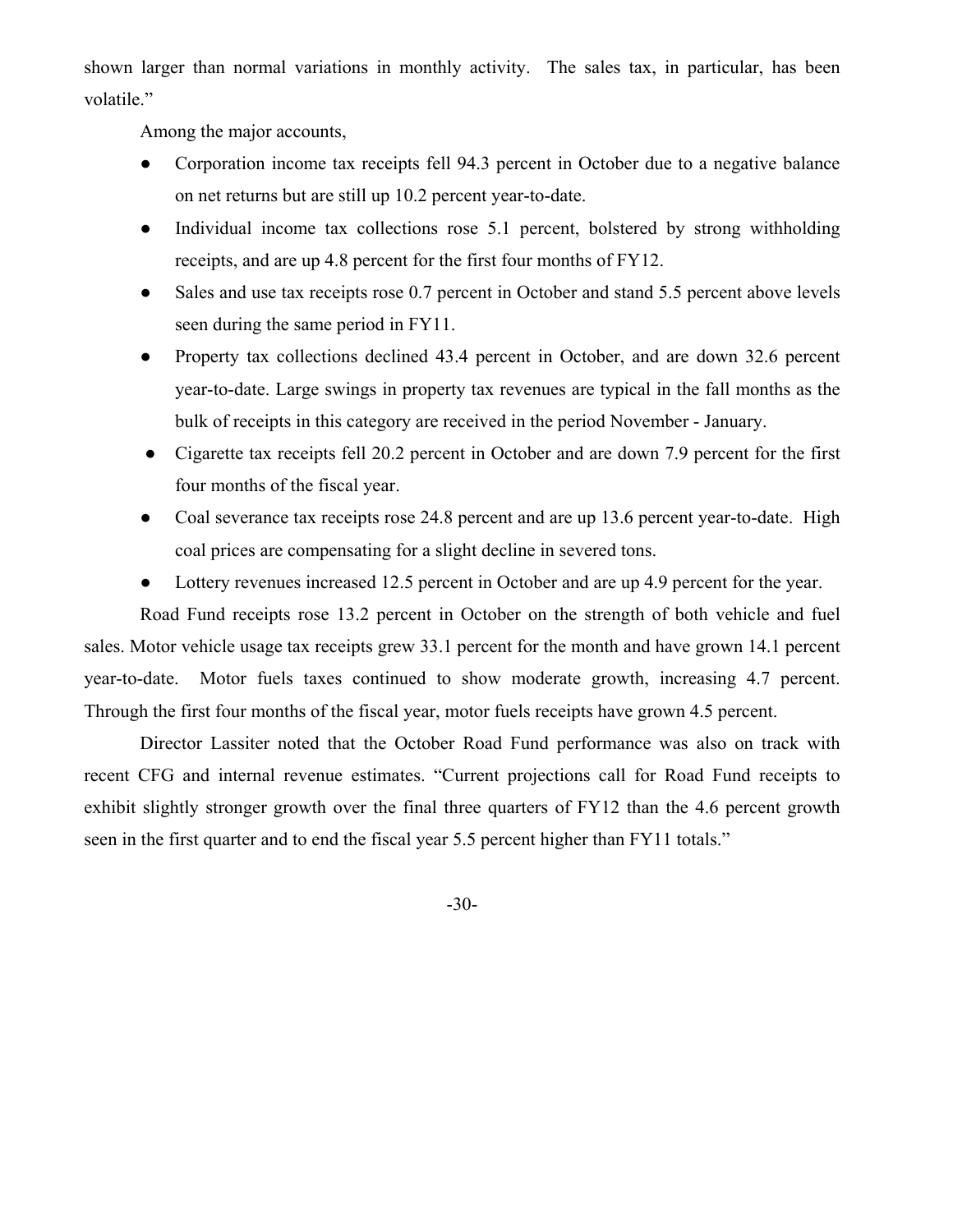shown larger than normal variations in monthly activity. The sales tax, in particular, has been volatile."

Among the major accounts,

- Corporation income tax receipts fell 94.3 percent in October due to a negative balance on net returns but are still up 10.2 percent year-to-date.
- Individual income tax collections rose 5.1 percent, bolstered by strong withholding receipts, and are up 4.8 percent for the first four months of FY12.
- Sales and use tax receipts rose 0.7 percent in October and stand 5.5 percent above levels seen during the same period in FY11.
- Property tax collections declined 43.4 percent in October, and are down 32.6 percent year-to-date. Large swings in property tax revenues are typical in the fall months as the bulk of receipts in this category are received in the period November - January.
- Cigarette tax receipts fell 20.2 percent in October and are down 7.9 percent for the first four months of the fiscal year.
- Coal severance tax receipts rose 24.8 percent and are up 13.6 percent year-to-date. High coal prices are compensating for a slight decline in severed tons.
- Lottery revenues increased 12.5 percent in October and are up 4.9 percent for the year.

Road Fund receipts rose 13.2 percent in October on the strength of both vehicle and fuel sales. Motor vehicle usage tax receipts grew 33.1 percent for the month and have grown 14.1 percent year-to-date. Motor fuels taxes continued to show moderate growth, increasing 4.7 percent. Through the first four months of the fiscal year, motor fuels receipts have grown 4.5 percent.

Director Lassiter noted that the October Road Fund performance was also on track with recent CFG and internal revenue estimates. "Current projections call for Road Fund receipts to exhibit slightly stronger growth over the final three quarters of FY12 than the 4.6 percent growth seen in the first quarter and to end the fiscal year 5.5 percent higher than FY11 totals."

-30-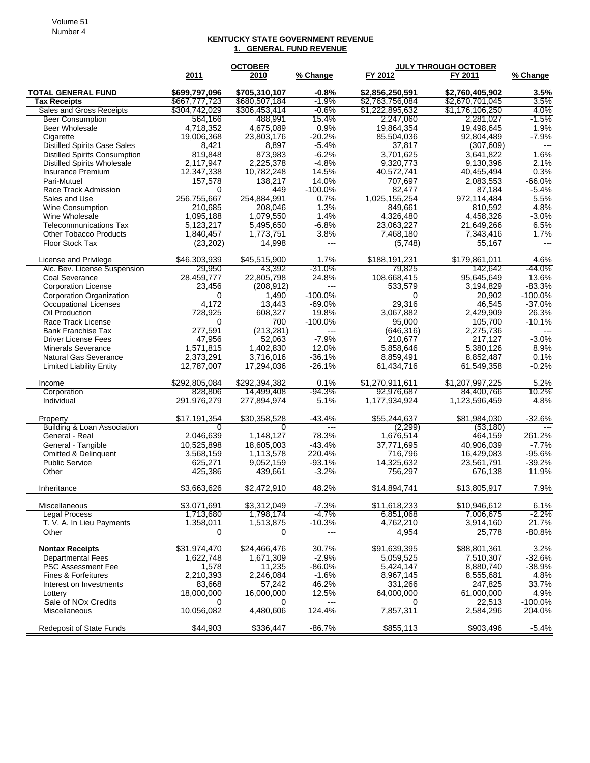## KENTUCKY STATE GOVERNMENT REVENUE

### 1. GENERAL FUND REVENUE

| | OCTOBER | | | JULY THROUGH OCTOBER | | |
|---|---|---|---|---|---|---|
| | 2011 | 2010 | % Change | FY 2012 | FY 2011 | % Change |
| **TOTAL GENERAL FUND** | **$699,797,096** | **$705,310,107** | **-0.8%** | **$2,856,250,591** | **$2,760,405,902** | **3.5%** |
| **Tax Receipts** | $667,777,723 | $680,507,184 | -1.9% | $2,763,756,084 | $2,670,701,045 | 3.5% |
| Sales and Gross Receipts | $304,742,029 | $306,453,414 | -0.6% | $1,222,895,632 | $1,176,106,250 | 4.0% |
| Beer Consumption | 564,166 | 488,991 | 15.4% | 2,247,060 | 2,281,027 | -1.5% |
| Beer Wholesale | 4,718,352 | 4,675,089 | 0.9% | 19,864,354 | 19,498,645 | 1.9% |
| Cigarette | 19,006,368 | 23,803,176 | -20.2% | 85,504,036 | 92,804,489 | -7.9% |
| Distilled Spirits Case Sales | 8,421 | 8,897 | -5.4% | 37,817 | (307,609) | --- |
| Distilled Spirits Consumption | 819,848 | 873,983 | -6.2% | 3,701,625 | 3,641,822 | 1.6% |
| Distilled Spirits Wholesale | 2,117,947 | 2,225,378 | -4.8% | 9,320,773 | 9,130,396 | 2.1% |
| Insurance Premium | 12,347,338 | 10,782,248 | 14.5% | 40,572,741 | 40,455,494 | 0.3% |
| Pari-Mutuel | 157,578 | 138,217 | 14.0% | 707,697 | 2,083,553 | -66.0% |
| Race Track Admission | 0 | 449 | -100.0% | 82,477 | 87,184 | -5.4% |
| Sales and Use | 256,755,667 | 254,884,991 | 0.7% | 1,025,155,254 | 972,114,484 | 5.5% |
| Wine Consumption | 210,685 | 208,046 | 1.3% | 849,661 | 810,592 | 4.8% |
| Wine Wholesale | 1,095,188 | 1,079,550 | 1.4% | 4,326,480 | 4,458,326 | -3.0% |
| Telecommunications Tax | 5,123,217 | 5,495,650 | -6.8% | 23,063,227 | 21,649,266 | 6.5% |
| Other Tobacco Products | 1,840,457 | 1,773,751 | 3.8% | 7,468,180 | 7,343,416 | 1.7% |
| Floor Stock Tax | (23,202) | 14,998 | --- | (5,748) | 55,167 | --- |
| | | | | | | |
| License and Privilege | $46,303,939 | $45,515,900 | 1.7% | $188,191,231 | $179,861,011 | 4.6% |
| Alc. Bev. License Suspension | 29,950 | 43,392 | -31.0% | 79,825 | 142,642 | -44.0% |
| Coal Severance | 28,459,777 | 22,805,798 | 24.8% | 108,668,415 | 95,645,649 | 13.6% |
| Corporation License | 23,456 | (208,912) | --- | 533,579 | 3,194,829 | -83.3% |
| Corporation Organization | 0 | 1,490 | -100.0% | 0 | 20,902 | -100.0% |
| Occupational Licenses | 4,172 | 13,443 | -69.0% | 29,316 | 46,545 | -37.0% |
| Oil Production | 728,925 | 608,327 | 19.8% | 3,067,882 | 2,429,909 | 26.3% |
| Race Track License | 0 | 700 | -100.0% | 95,000 | 105,700 | -10.1% |
| Bank Franchise Tax | 277,591 | (213,281) | --- | (646,316) | 2,275,736 | --- |
| Driver License Fees | 47,956 | 52,063 | -7.9% | 210,677 | 217,127 | -3.0% |
| Minerals Severance | 1,571,815 | 1,402,830 | 12.0% | 5,858,646 | 5,380,126 | 8.9% |
| Natural Gas Severance | 2,373,291 | 3,716,016 | -36.1% | 8,859,491 | 8,852,487 | 0.1% |
| Limited Liability Entity | 12,787,007 | 17,294,036 | -26.1% | 61,434,716 | 61,549,358 | -0.2% |
| | | | | | | |
| Income | $292,805,084 | $292,394,382 | 0.1% | $1,270,911,611 | $1,207,997,225 | 5.2% |
| Corporation | 828,806 | 14,499,408 | -94.3% | 92,976,687 | 84,400,766 | 10.2% |
| Individual | 291,976,279 | 277,894,974 | 5.1% | 1,177,934,924 | 1,123,596,459 | 4.8% |
| | | | | | | |
| Property | $17,191,354 | $30,358,528 | -43.4% | $55,244,637 | $81,984,030 | -32.6% |
| Building & Loan Association | 0 | 0 | --- | (2,299) | (53,180) | --- |
| General - Real | 2,046,639 | 1,148,127 | 78.3% | 1,676,514 | 464,159 | 261.2% |
| General - Tangible | 10,525,898 | 18,605,003 | -43.4% | 37,771,695 | 40,906,039 | -7.7% |
| Omitted & Delinquent | 3,568,159 | 1,113,578 | 220.4% | 716,796 | 16,429,083 | -95.6% |
| Public Service | 625,271 | 9,052,159 | -93.1% | 14,325,632 | 23,561,791 | -39.2% |
| Other | 425,386 | 439,661 | -3.2% | 756,297 | 676,138 | 11.9% |
| | | | | | | |
| Inheritance | $3,663,626 | $2,472,910 | 48.2% | $14,894,741 | $13,805,917 | 7.9% |
| | | | | | | |
| Miscellaneous | $3,071,691 | $3,312,049 | -7.3% | $11,618,233 | $10,946,612 | 6.1% |
| Legal Process | 1,713,680 | 1,798,174 | -4.7% | 6,851,068 | 7,006,675 | -2.2% |
| T. V. A. In Lieu Payments | 1,358,011 | 1,513,875 | -10.3% | 4,762,210 | 3,914,160 | 21.7% |
| Other | 0 | 0 | --- | 4,954 | 25,778 | -80.8% |
| | | | | | | |
| **Nontax Receipts** | $31,974,470 | $24,466,476 | 30.7% | $91,639,395 | $88,801,361 | 3.2% |
| Departmental Fees | 1,622,748 | 1,671,309 | -2.9% | 5,059,525 | 7,510,307 | -32.6% |
| PSC Assessment Fee | 1,578 | 11,235 | -86.0% | 5,424,147 | 8,880,740 | -38.9% |
| Fines & Forfeitures | 2,210,393 | 2,246,084 | -1.6% | 8,967,145 | 8,555,681 | 4.8% |
| Interest on Investments | 83,668 | 57,242 | 46.2% | 331,266 | 247,825 | 33.7% |
| Lottery | 18,000,000 | 16,000,000 | 12.5% | 64,000,000 | 61,000,000 | 4.9% |
| Sale of NOx Credits | 0 | 0 | --- | 0 | 22,513 | -100.0% |
| Miscellaneous | 10,056,082 | 4,480,606 | 124.4% | 7,857,311 | 2,584,296 | 204.0% |
| | | | | | | |
| Redeposit of State Funds | $44,903 | $336,447 | -86.7% | $855,113 | $903,496 | -5.4% |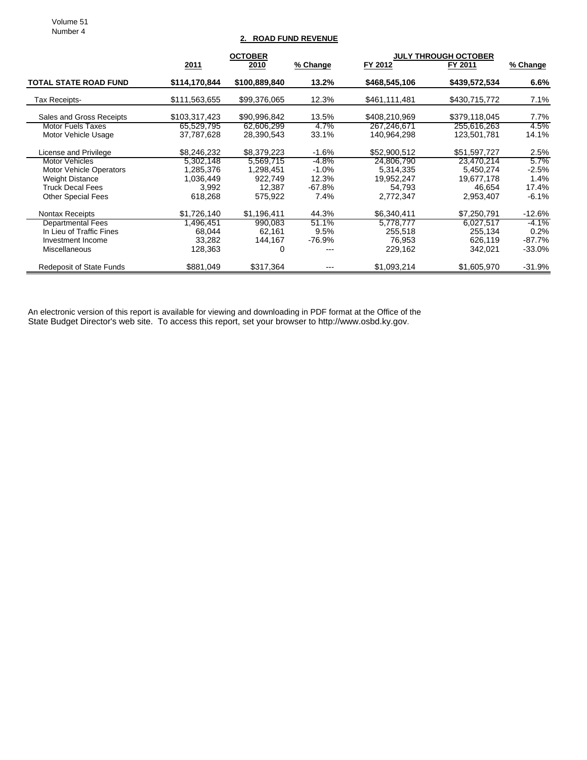## 2. ROAD FUND REVENUE

| | OCTOBER | | | JULY THROUGH OCTOBER | | |
|---|---|---|---|---|---|---|
| | 2011 | 2010 | % Change | FY 2012 | FY 2011 | % Change |
| **TOTAL STATE ROAD FUND** | **$114,170,844** | **$100,889,840** | **13.2%** | **$468,545,106** | **$439,572,534** | **6.6%** |
| Tax Receipts- | $111,563,655 | $99,376,065 | 12.3% | $461,111,481 | $430,715,772 | 7.1% |
| Sales and Gross Receipts | $103,317,423 | $90,996,842 | 13.5% | $408,210,969 | $379,118,045 | 7.7% |
| Motor Fuels Taxes | 65,529,795 | 62,606,299 | 4.7% | 267,246,671 | 255,616,263 | 4.5% |
| Motor Vehicle Usage | 37,787,628 | 28,390,543 | 33.1% | 140,964,298 | 123,501,781 | 14.1% |
| License and Privilege | $8,246,232 | $8,379,223 | -1.6% | $52,900,512 | $51,597,727 | 2.5% |
| Motor Vehicles | 5,302,148 | 5,569,715 | -4.8% | 24,806,790 | 23,470,214 | 5.7% |
| Motor Vehicle Operators | 1,285,376 | 1,298,451 | -1.0% | 5,314,335 | 5,450,274 | -2.5% |
| Weight Distance | 1,036,449 | 922,749 | 12.3% | 19,952,247 | 19,677,178 | 1.4% |
| Truck Decal Fees | 3,992 | 12,387 | -67.8% | 54,793 | 46,654 | 17.4% |
| Other Special Fees | 618,268 | 575,922 | 7.4% | 2,772,347 | 2,953,407 | -6.1% |
| Nontax Receipts | $1,726,140 | $1,196,411 | 44.3% | $6,340,411 | $7,250,791 | -12.6% |
| Departmental Fees | 1,496,451 | 990,083 | 51.1% | 5,778,777 | 6,027,517 | -4.1% |
| In Lieu of Traffic Fines | 68,044 | 62,161 | 9.5% | 255,518 | 255,134 | 0.2% |
| Investment Income | 33,282 | 144,167 | -76.9% | 76,953 | 626,119 | -87.7% |
| Miscellaneous | 128,363 | 0 | --- | 229,162 | 342,021 | -33.0% |
| Redeposit of State Funds | $881,049 | $317,364 | --- | $1,093,214 | $1,605,970 | -31.9% |

An electronic version of this report is available for viewing and downloading in PDF format at the Office of the State Budget Director's web site. To access this report, set your browser to http://www.osbd.ky.gov.